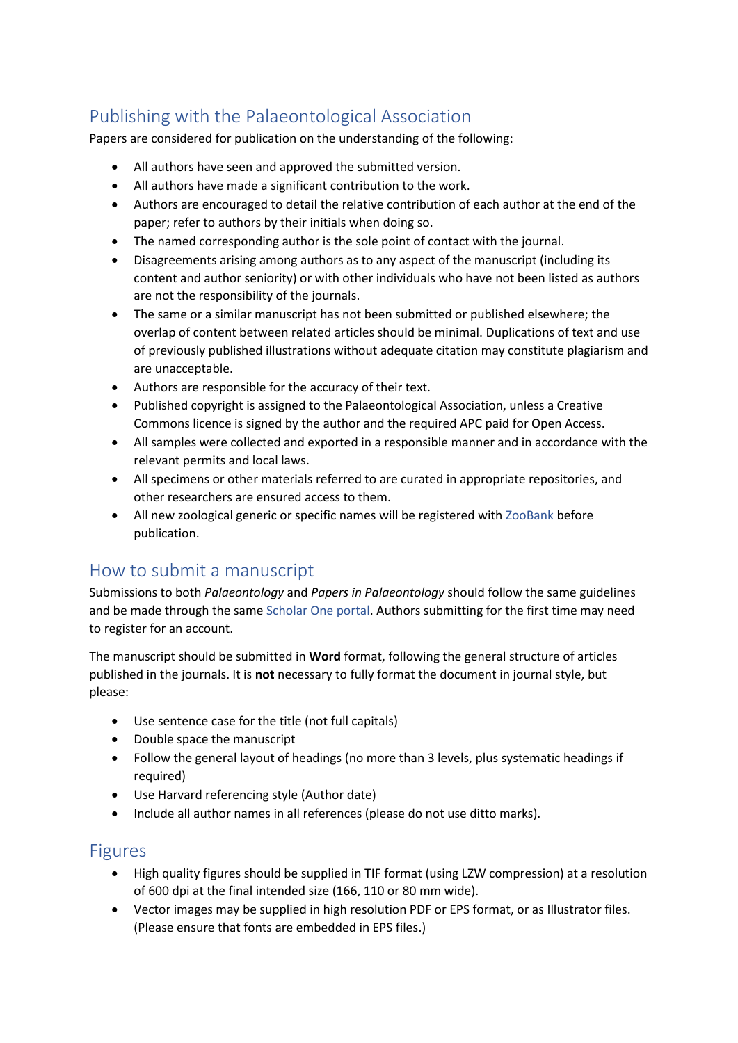## Publishing with the Palaeontological Association

Papers are considered for publication on the understanding of the following:

- All authors have seen and approved the submitted version.
- All authors have made a significant contribution to the work.
- Authors are encouraged to detail the relative contribution of each author at the end of the paper; refer to authors by their initials when doing so.
- The named corresponding author is the sole point of contact with the journal.
- Disagreements arising among authors as to any aspect of the manuscript (including its content and author seniority) or with other individuals who have not been listed as authors are not the responsibility of the journals.
- The same or a similar manuscript has not been submitted or published elsewhere; the overlap of content between related articles should be minimal. Duplications of text and use of previously published illustrations without adequate citation may constitute plagiarism and are unacceptable.
- Authors are responsible for the accuracy of their text.
- Published copyright is assigned to the Palaeontological Association, unless a Creative Commons licence is signed by the author and the required APC paid for Open Access.
- All samples were collected and exported in a responsible manner and in accordance with the relevant permits and local laws.
- All specimens or other materials referred to are curated in appropriate repositories, and other researchers are ensured access to them.
- All new zoological generic or specific names will be registered with ZooBank before publication.

## How to submit a manuscript

Submissions to both *Palaeontology* and *Papers in Palaeontology* should follow the same guidelines and be made through the same Scholar One portal. Authors submitting for the first time may need to register for an account.

The manuscript should be submitted in **Word** format, following the general structure of articles published in the journals. It is **not** necessary to fully format the document in journal style, but please:

- Use sentence case for the title (not full capitals)
- Double space the manuscript
- Follow the general layout of headings (no more than 3 levels, plus systematic headings if required)
- Use Harvard referencing style (Author date)
- Include all author names in all references (please do not use ditto marks).

## Figures

- High quality figures should be supplied in TIF format (using LZW compression) at a resolution of 600 dpi at the final intended size (166, 110 or 80 mm wide).
- Vector images may be supplied in high resolution PDF or EPS format, or as Illustrator files. (Please ensure that fonts are embedded in EPS files.)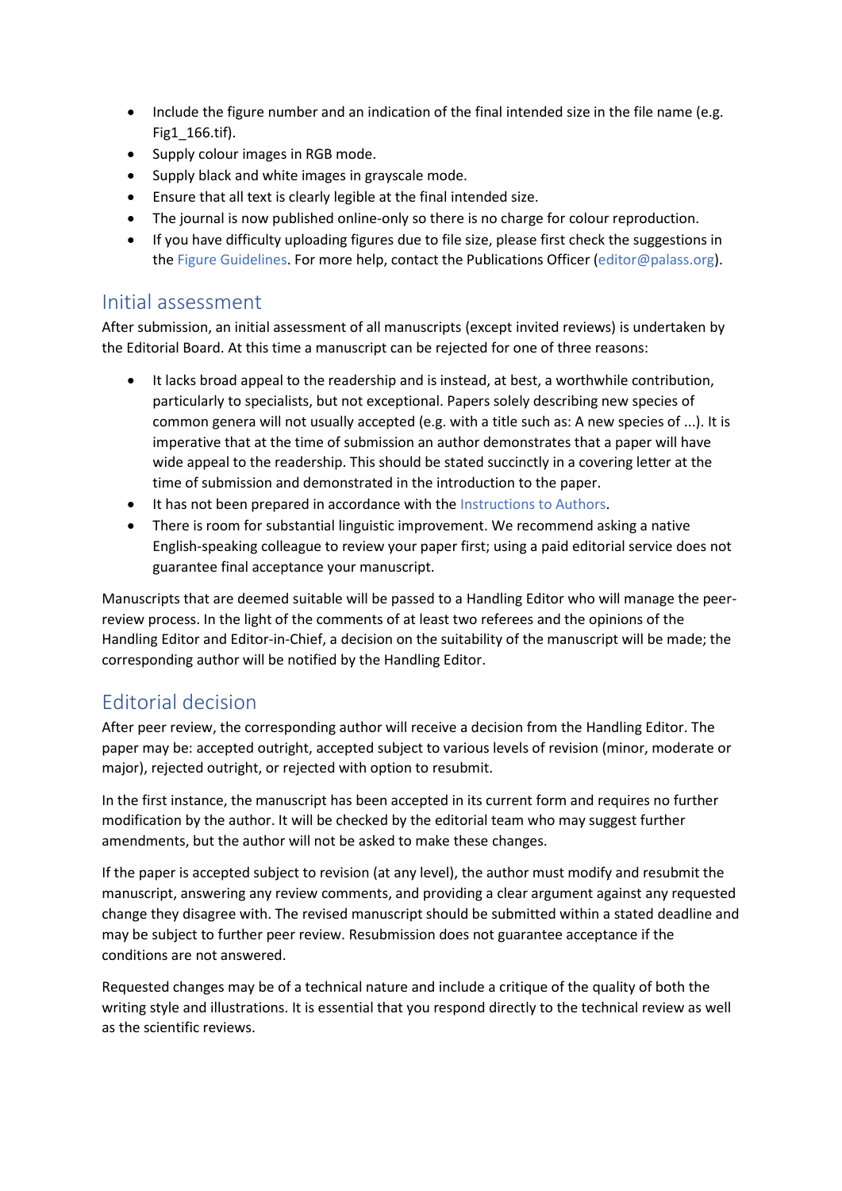- Include the figure number and an indication of the final intended size in the file name (e.g. Fig1_166.tif).
- Supply colour images in RGB mode.
- Supply black and white images in grayscale mode.
- Ensure that all text is clearly legible at the final intended size.
- The journal is now published online-only so there is no charge for colour reproduction.
- If you have difficulty uploading figures due to file size, please first check the suggestions in the Figure Guidelines. For more help, contact the Publications Officer (editor@palass.org).

## Initial assessment

After submission, an initial assessment of all manuscripts (except invited reviews) is undertaken by the Editorial Board. At this time a manuscript can be rejected for one of three reasons:

- It lacks broad appeal to the readership and is instead, at best, a worthwhile contribution, particularly to specialists, but not exceptional. Papers solely describing new species of common genera will not usually accepted (e.g. with a title such as: A new species of ...). It is imperative that at the time of submission an author demonstrates that a paper will have wide appeal to the readership. This should be stated succinctly in a covering letter at the time of submission and demonstrated in the introduction to the paper.
- It has not been prepared in accordance with the Instructions to Authors.
- There is room for substantial linguistic improvement. We recommend asking a native English-speaking colleague to review your paper first; using a paid editorial service does not guarantee final acceptance your manuscript.

Manuscripts that are deemed suitable will be passed to a Handling Editor who will manage the peer-review process. In the light of the comments of at least two referees and the opinions of the Handling Editor and Editor-in-Chief, a decision on the suitability of the manuscript will be made; the corresponding author will be notified by the Handling Editor.

## Editorial decision

After peer review, the corresponding author will receive a decision from the Handling Editor. The paper may be: accepted outright, accepted subject to various levels of revision (minor, moderate or major), rejected outright, or rejected with option to resubmit.

In the first instance, the manuscript has been accepted in its current form and requires no further modification by the author. It will be checked by the editorial team who may suggest further amendments, but the author will not be asked to make these changes.

If the paper is accepted subject to revision (at any level), the author must modify and resubmit the manuscript, answering any review comments, and providing a clear argument against any requested change they disagree with. The revised manuscript should be submitted within a stated deadline and may be subject to further peer review. Resubmission does not guarantee acceptance if the conditions are not answered.

Requested changes may be of a technical nature and include a critique of the quality of both the writing style and illustrations. It is essential that you respond directly to the technical review as well as the scientific reviews.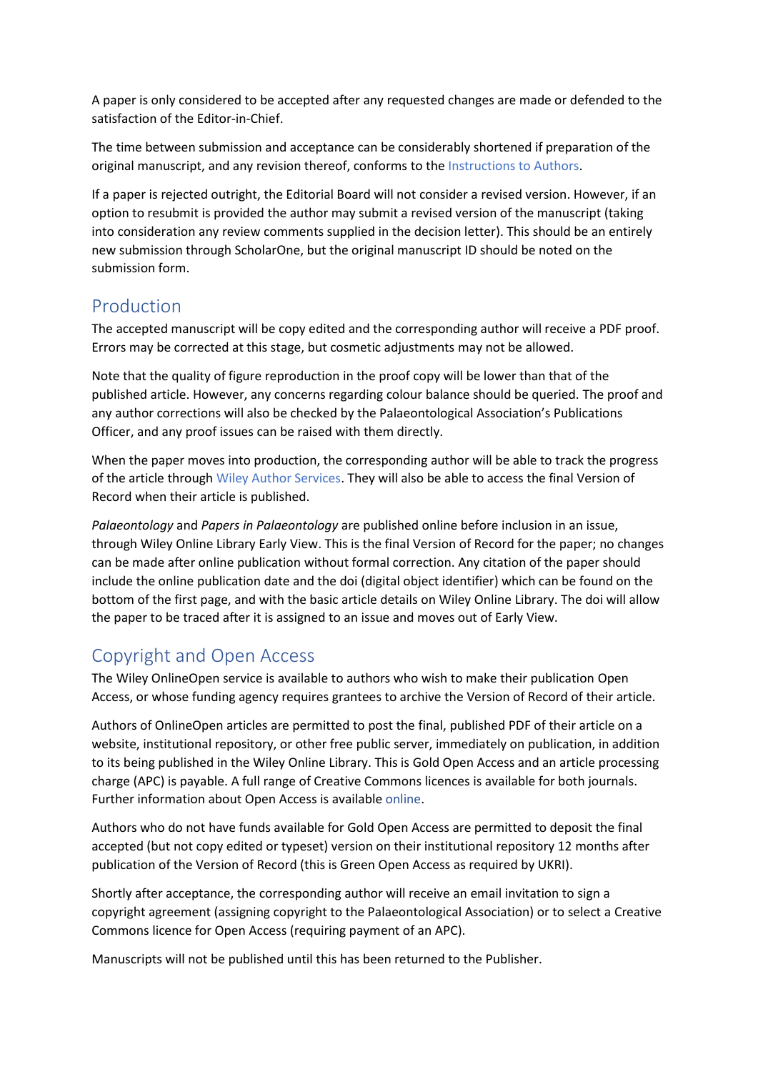A paper is only considered to be accepted after any requested changes are made or defended to the satisfaction of the Editor-in-Chief.

The time between submission and acceptance can be considerably shortened if preparation of the original manuscript, and any revision thereof, conforms to the Instructions to Authors.

If a paper is rejected outright, the Editorial Board will not consider a revised version. However, if an option to resubmit is provided the author may submit a revised version of the manuscript (taking into consideration any review comments supplied in the decision letter). This should be an entirely new submission through ScholarOne, but the original manuscript ID should be noted on the submission form.

## Production

The accepted manuscript will be copy edited and the corresponding author will receive a PDF proof. Errors may be corrected at this stage, but cosmetic adjustments may not be allowed.

Note that the quality of figure reproduction in the proof copy will be lower than that of the published article. However, any concerns regarding colour balance should be queried. The proof and any author corrections will also be checked by the Palaeontological Association's Publications Officer, and any proof issues can be raised with them directly.

When the paper moves into production, the corresponding author will be able to track the progress of the article through Wiley Author Services. They will also be able to access the final Version of Record when their article is published.

*Palaeontology* and *Papers in Palaeontology* are published online before inclusion in an issue, through Wiley Online Library Early View. This is the final Version of Record for the paper; no changes can be made after online publication without formal correction. Any citation of the paper should include the online publication date and the doi (digital object identifier) which can be found on the bottom of the first page, and with the basic article details on Wiley Online Library. The doi will allow the paper to be traced after it is assigned to an issue and moves out of Early View.

## Copyright and Open Access

The Wiley OnlineOpen service is available to authors who wish to make their publication Open Access, or whose funding agency requires grantees to archive the Version of Record of their article.

Authors of OnlineOpen articles are permitted to post the final, published PDF of their article on a website, institutional repository, or other free public server, immediately on publication, in addition to its being published in the Wiley Online Library. This is Gold Open Access and an article processing charge (APC) is payable. A full range of Creative Commons licences is available for both journals. Further information about Open Access is available online.

Authors who do not have funds available for Gold Open Access are permitted to deposit the final accepted (but not copy edited or typeset) version on their institutional repository 12 months after publication of the Version of Record (this is Green Open Access as required by UKRI).

Shortly after acceptance, the corresponding author will receive an email invitation to sign a copyright agreement (assigning copyright to the Palaeontological Association) or to select a Creative Commons licence for Open Access (requiring payment of an APC).

Manuscripts will not be published until this has been returned to the Publisher.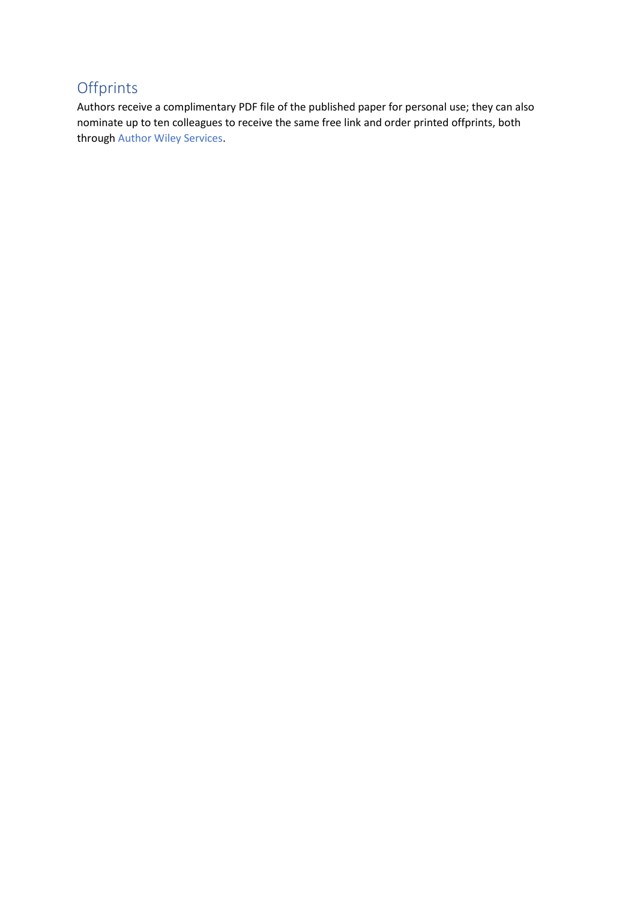## Offprints

Authors receive a complimentary PDF file of the published paper for personal use; they can also nominate up to ten colleagues to receive the same free link and order printed offprints, both through Author Wiley Services.